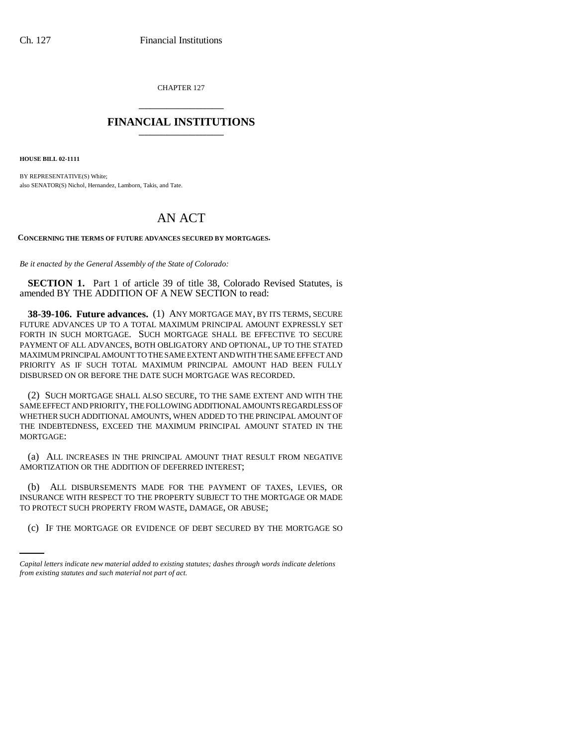CHAPTER 127

# FINANCIAL INSTITUTIONS

**HOUSE BILL 02-1111**

BY REPRESENTATIVE(S) White;
also SENATOR(S) Nichol, Hernandez, Lamborn, Takis, and Tate.

# AN ACT

**CONCERNING THE TERMS OF FUTURE ADVANCES SECURED BY MORTGAGES.**

*Be it enacted by the General Assembly of the State of Colorado:*

**SECTION 1.** Part 1 of article 39 of title 38, Colorado Revised Statutes, is amended BY THE ADDITION OF A NEW SECTION to read:

**38-39-106. Future advances.** (1) ANY MORTGAGE MAY, BY ITS TERMS, SECURE FUTURE ADVANCES UP TO A TOTAL MAXIMUM PRINCIPAL AMOUNT EXPRESSLY SET FORTH IN SUCH MORTGAGE. SUCH MORTGAGE SHALL BE EFFECTIVE TO SECURE PAYMENT OF ALL ADVANCES, BOTH OBLIGATORY AND OPTIONAL, UP TO THE STATED MAXIMUM PRINCIPAL AMOUNT TO THE SAME EXTENT AND WITH THE SAME EFFECT AND PRIORITY AS IF SUCH TOTAL MAXIMUM PRINCIPAL AMOUNT HAD BEEN FULLY DISBURSED ON OR BEFORE THE DATE SUCH MORTGAGE WAS RECORDED.

(2) SUCH MORTGAGE SHALL ALSO SECURE, TO THE SAME EXTENT AND WITH THE SAME EFFECT AND PRIORITY, THE FOLLOWING ADDITIONAL AMOUNTS REGARDLESS OF WHETHER SUCH ADDITIONAL AMOUNTS, WHEN ADDED TO THE PRINCIPAL AMOUNT OF THE INDEBTEDNESS, EXCEED THE MAXIMUM PRINCIPAL AMOUNT STATED IN THE MORTGAGE:

(a) ALL INCREASES IN THE PRINCIPAL AMOUNT THAT RESULT FROM NEGATIVE AMORTIZATION OR THE ADDITION OF DEFERRED INTEREST;

(b) ALL DISBURSEMENTS MADE FOR THE PAYMENT OF TAXES, LEVIES, OR INSURANCE WITH RESPECT TO THE PROPERTY SUBJECT TO THE MORTGAGE OR MADE TO PROTECT SUCH PROPERTY FROM WASTE, DAMAGE, OR ABUSE;

(c) IF THE MORTGAGE OR EVIDENCE OF DEBT SECURED BY THE MORTGAGE SO

*Capital letters indicate new material added to existing statutes; dashes through words indicate deletions from existing statutes and such material not part of act.*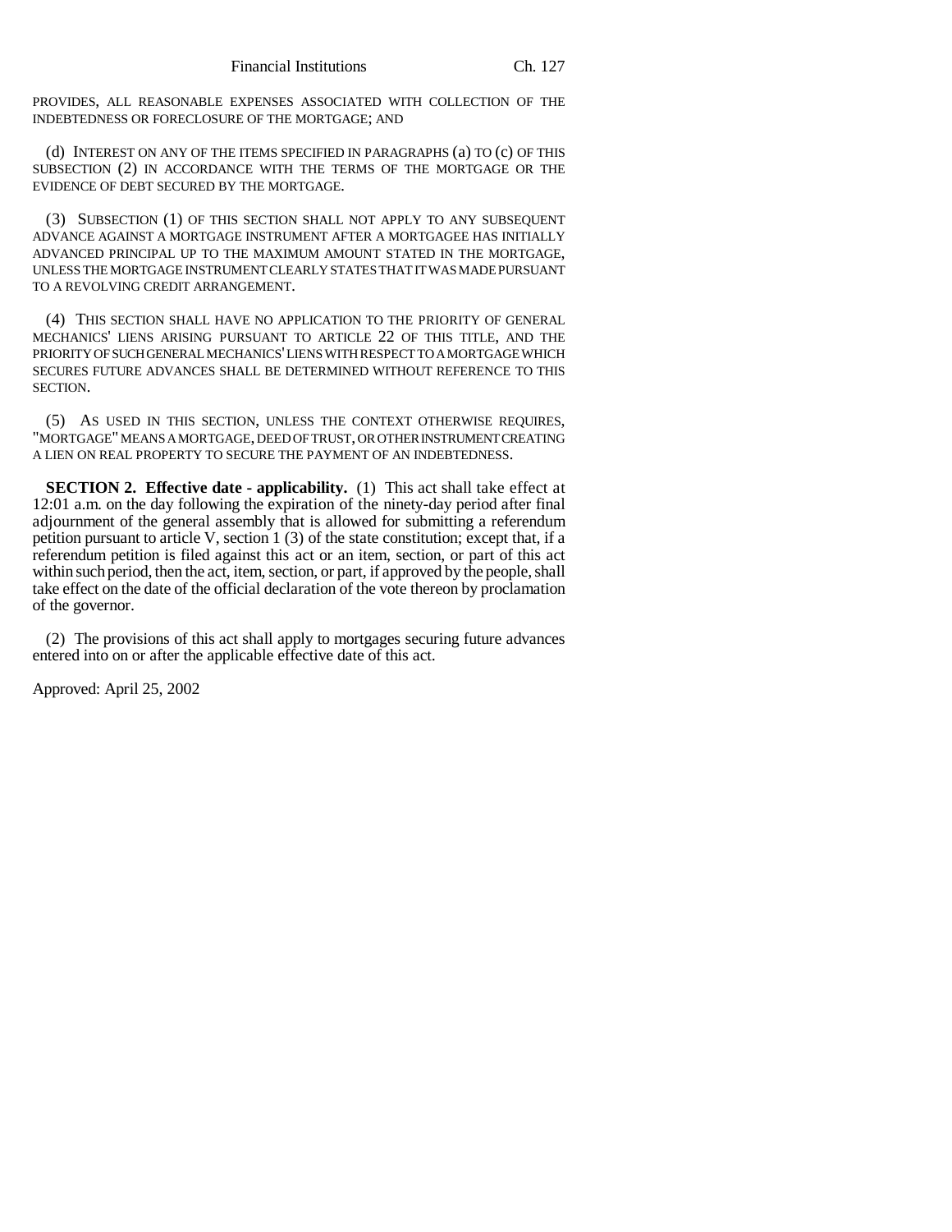PROVIDES, ALL REASONABLE EXPENSES ASSOCIATED WITH COLLECTION OF THE INDEBTEDNESS OR FORECLOSURE OF THE MORTGAGE; AND

(d) INTEREST ON ANY OF THE ITEMS SPECIFIED IN PARAGRAPHS (a) TO (c) OF THIS SUBSECTION (2) IN ACCORDANCE WITH THE TERMS OF THE MORTGAGE OR THE EVIDENCE OF DEBT SECURED BY THE MORTGAGE.

(3) SUBSECTION (1) OF THIS SECTION SHALL NOT APPLY TO ANY SUBSEQUENT ADVANCE AGAINST A MORTGAGE INSTRUMENT AFTER A MORTGAGEE HAS INITIALLY ADVANCED PRINCIPAL UP TO THE MAXIMUM AMOUNT STATED IN THE MORTGAGE, UNLESS THE MORTGAGE INSTRUMENT CLEARLY STATES THAT IT WAS MADE PURSUANT TO A REVOLVING CREDIT ARRANGEMENT.

(4) THIS SECTION SHALL HAVE NO APPLICATION TO THE PRIORITY OF GENERAL MECHANICS' LIENS ARISING PURSUANT TO ARTICLE 22 OF THIS TITLE, AND THE PRIORITY OF SUCH GENERAL MECHANICS' LIENS WITH RESPECT TO A MORTGAGE WHICH SECURES FUTURE ADVANCES SHALL BE DETERMINED WITHOUT REFERENCE TO THIS SECTION.

(5) AS USED IN THIS SECTION, UNLESS THE CONTEXT OTHERWISE REQUIRES, "MORTGAGE" MEANS A MORTGAGE, DEED OF TRUST, OR OTHER INSTRUMENT CREATING A LIEN ON REAL PROPERTY TO SECURE THE PAYMENT OF AN INDEBTEDNESS.

**SECTION 2. Effective date - applicability.** (1) This act shall take effect at 12:01 a.m. on the day following the expiration of the ninety-day period after final adjournment of the general assembly that is allowed for submitting a referendum petition pursuant to article V, section 1 (3) of the state constitution; except that, if a referendum petition is filed against this act or an item, section, or part of this act within such period, then the act, item, section, or part, if approved by the people, shall take effect on the date of the official declaration of the vote thereon by proclamation of the governor.

(2) The provisions of this act shall apply to mortgages securing future advances entered into on or after the applicable effective date of this act.

Approved: April 25, 2002